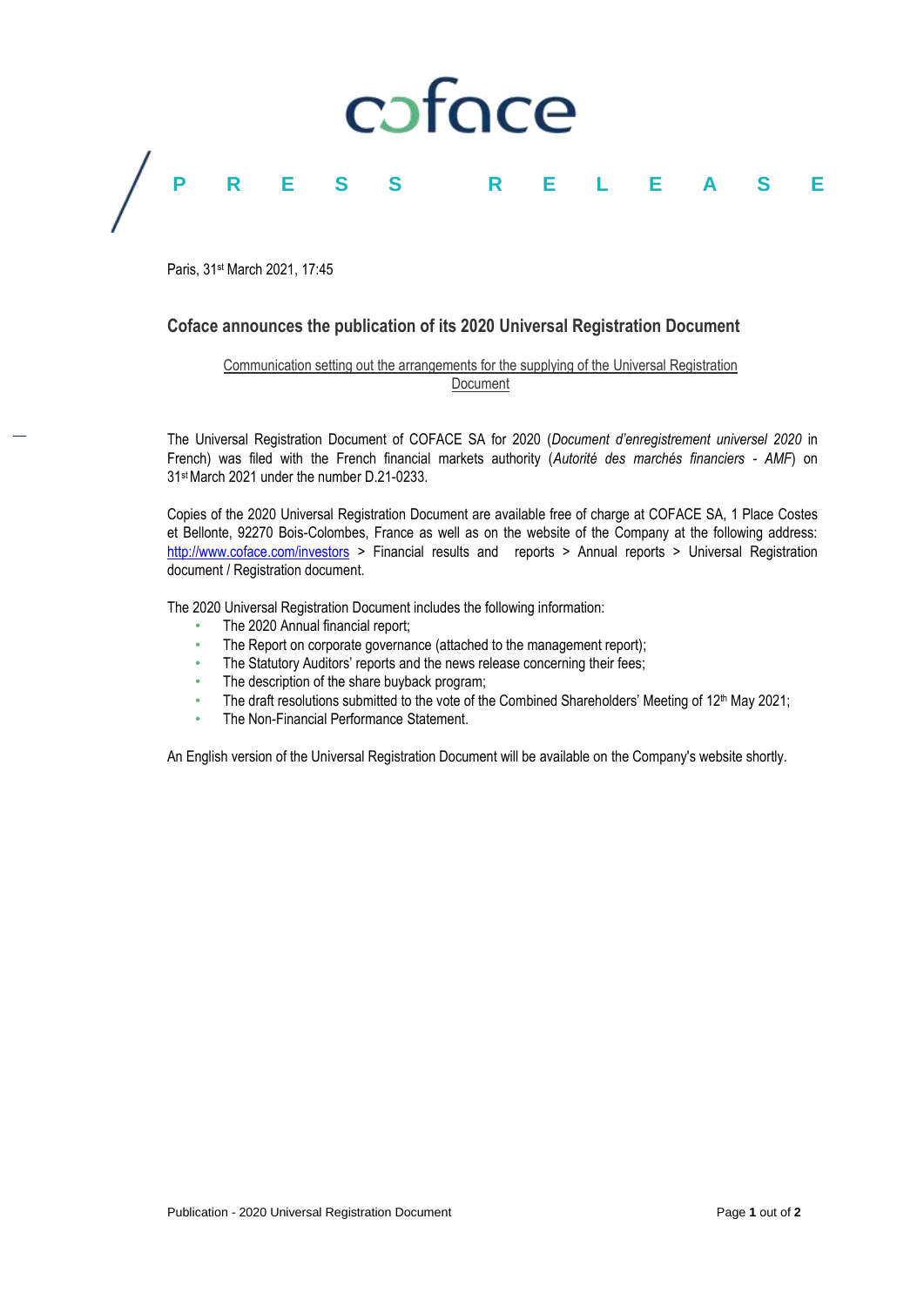coface

PRESS RELEASE

Paris, 31st March 2021, 17:45

## Coface announces the publication of its 2020 Universal Registration Document

Communication setting out the arrangements for the supplying of the Universal Registration Document

The Universal Registration Document of COFACE SA for 2020 (*Document d'enregistrement universel 2020* in French) was filed with the French financial markets authority (*Autorité des marchés financiers - AMF*) on 31st March 2021 under the number D.21-0233.

Copies of the 2020 Universal Registration Document are available free of charge at COFACE SA, 1 Place Costes et Bellonte, 92270 Bois-Colombes, France as well as on the website of the Company at the following address: http://www.coface.com/investors > Financial results and reports > Annual reports > Universal Registration document / Registration document.

The 2020 Universal Registration Document includes the following information:

- The 2020 Annual financial report;
- The Report on corporate governance (attached to the management report);
- The Statutory Auditors' reports and the news release concerning their fees;
- The description of the share buyback program;
- The draft resolutions submitted to the vote of the Combined Shareholders' Meeting of 12th May 2021;
- The Non-Financial Performance Statement.

An English version of the Universal Registration Document will be available on the Company's website shortly.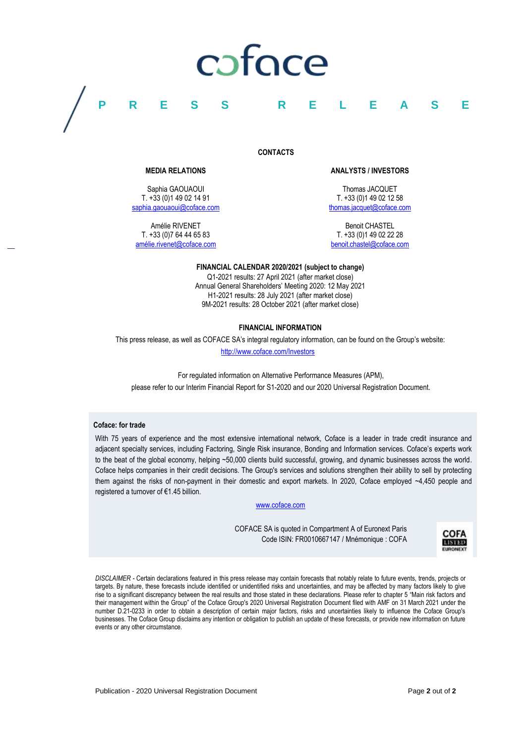# PRESS RELEASE

## CONTACTS

**MEDIA RELATIONS**

Saphia GAOUAOUI
T. +33 (0)1 49 02 14 91
saphia.gaouaoui@coface.com

Amélie RIVENET
T. +33 (0)7 64 44 65 83
amélie.rivenet@coface.com

**ANALYSTS / INVESTORS**

Thomas JACQUET
T. +33 (0)1 49 02 12 58
thomas.jacquet@coface.com

Benoit CHASTEL
T. +33 (0)1 49 02 22 28
benoit.chastel@coface.com

**FINANCIAL CALENDAR 2020/2021 (subject to change)**

Q1-2021 results: 27 April 2021 (after market close)
Annual General Shareholders' Meeting 2020: 12 May 2021
H1-2021 results: 28 July 2021 (after market close)
9M-2021 results: 28 October 2021 (after market close)

**FINANCIAL INFORMATION**

This press release, as well as COFACE SA's integral regulatory information, can be found on the Group's website:
http://www.coface.com/Investors

For regulated information on Alternative Performance Measures (APM),
please refer to our Interim Financial Report for S1-2020 and our 2020 Universal Registration Document.

**Coface: for trade**

With 75 years of experience and the most extensive international network, Coface is a leader in trade credit insurance and adjacent specialty services, including Factoring, Single Risk insurance, Bonding and Information services. Coface's experts work to the beat of the global economy, helping ~50,000 clients build successful, growing, and dynamic businesses across the world. Coface helps companies in their credit decisions. The Group's services and solutions strengthen their ability to sell by protecting them against the risks of non-payment in their domestic and export markets. In 2020, Coface employed ~4,450 people and registered a turnover of €1.45 billion.

www.coface.com

COFACE SA is quoted in Compartment A of Euronext Paris
Code ISIN: FR0010667147 / Mnémonique : COFA

*DISCLAIMER* - Certain declarations featured in this press release may contain forecasts that notably relate to future events, trends, projects or targets. By nature, these forecasts include identified or unidentified risks and uncertainties, and may be affected by many factors likely to give rise to a significant discrepancy between the real results and those stated in these declarations. Please refer to chapter 5 "Main risk factors and their management within the Group" of the Coface Group's 2020 Universal Registration Document filed with AMF on 31 March 2021 under the number D.21-0233 in order to obtain a description of certain major factors, risks and uncertainties likely to influence the Coface Group's businesses. The Coface Group disclaims any intention or obligation to publish an update of these forecasts, or provide new information on future events or any other circumstance.